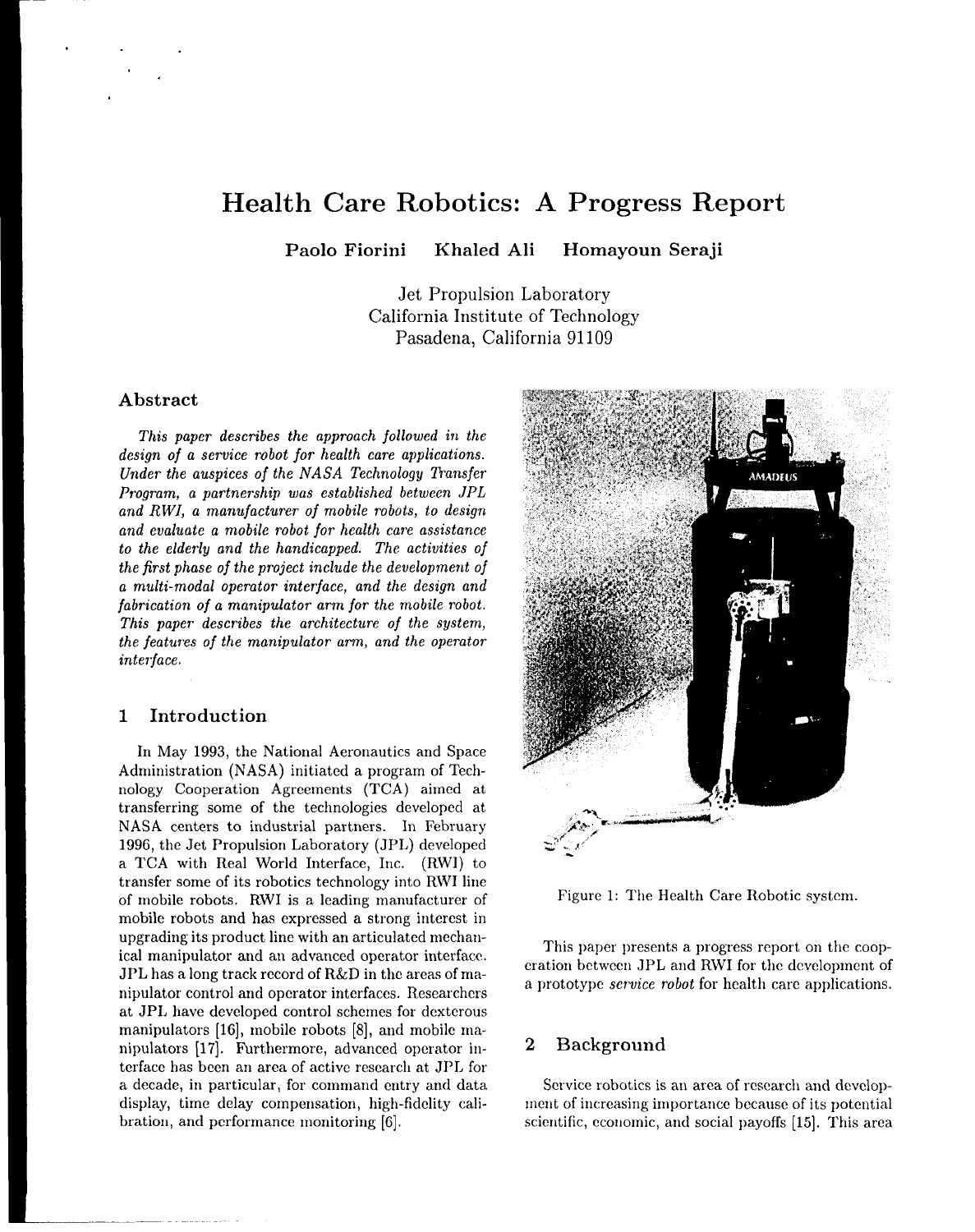# Health Care Robotics: A Progress Report

**Paolo Fiorini Khaled Ali Homayoun Seraji**

Jet Propulsion Laboratory
California Institute of Technology
Pasadena, California 91109

## Abstract

*This paper describes the approach followed in the design of a service robot for health care applications. Under the auspices of the NASA Technology Transfer Program, a partnership was established between JPL and RWI, a manufacturer of mobile robots, to design and evaluate a mobile robot for health care assistance to the elderly and the handicapped. The activities of the first phase of the project include the development of a multi-modal operator interface, and the design and fabrication of a manipulator arm for the mobile robot. This paper describes the architecture of the system, the features of the manipulator arm, and the operator interface.*

## 1 Introduction

In May 1993, the National Aeronautics and Space Administration (NASA) initiated a program of Technology Cooperation Agreements (TCA) aimed at transferring some of the technologies developed at NASA centers to industrial partners. In February 1996, the Jet Propulsion Laboratory (JPL) developed a TCA with Real World Interface, Inc. (RWI) to transfer some of its robotics technology into RWI line of mobile robots. RWI is a leading manufacturer of mobile robots and has expressed a strong interest in upgrading its product line with an articulated mechanical manipulator and an advanced operator interface. JPL has a long track record of R&D in the areas of manipulator control and operator interfaces. Researchers at JPL have developed control schemes for dexterous manipulators [16], mobile robots [8], and mobile manipulators [17]. Furthermore, advanced operator interface has been an area of active research at JPL for a decade, in particular, for command entry and data display, time delay compensation, high-fidelity calibration, and performance monitoring [6].

Figure 1: The Health Care Robotic system.

This paper presents a progress report on the cooperation between JPL and RWI for the development of a prototype *service robot* for health care applications.

## 2 Background

Service robotics is an area of research and development of increasing importance because of its potential scientific, economic, and social payoffs [15]. This area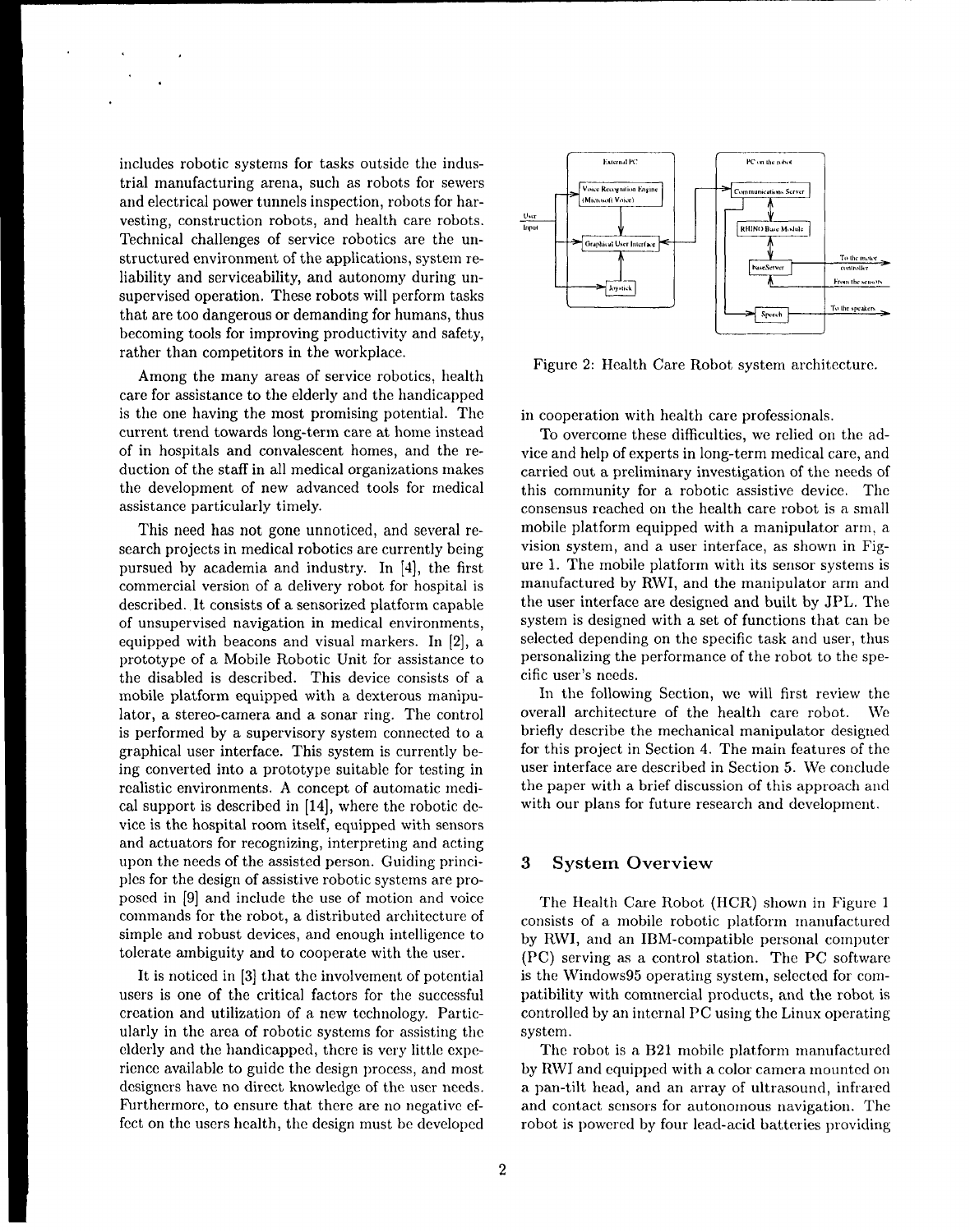includes robotic systems for tasks outside the industrial manufacturing arena, such as robots for sewers and electrical power tunnels inspection, robots for harvesting, construction robots, and health care robots. Technical challenges of service robotics are the unstructured environment of the applications, system reliability and serviceability, and autonomy during unsupervised operation. These robots will perform tasks that are too dangerous or demanding for humans, thus becoming tools for improving productivity and safety, rather than competitors in the workplace.

Among the many areas of service robotics, health care for assistance to the elderly and the handicapped is the one having the most promising potential. The current trend towards long-term care at home instead of in hospitals and convalescent homes, and the reduction of the staff in all medical organizations makes the development of new advanced tools for medical assistance particularly timely.

This need has not gone unnoticed, and several research projects in medical robotics are currently being pursued by academia and industry. In [4], the first commercial version of a delivery robot for hospital is described. It consists of a sensorized platform capable of unsupervised navigation in medical environments, equipped with beacons and visual markers. In [2], a prototype of a Mobile Robotic Unit for assistance to the disabled is described. This device consists of a mobile platform equipped with a dexterous manipulator, a stereo-camera and a sonar ring. The control is performed by a supervisory system connected to a graphical user interface. This system is currently being converted into a prototype suitable for testing in realistic environments. A concept of automatic medical support is described in [14], where the robotic device is the hospital room itself, equipped with sensors and actuators for recognizing, interpreting and acting upon the needs of the assisted person. Guiding principles for the design of assistive robotic systems are proposed in [9] and include the use of motion and voice commands for the robot, a distributed architecture of simple and robust devices, and enough intelligence to tolerate ambiguity and to cooperate with the user.

It is noticed in [3] that the involvement of potential users is one of the critical factors for the successful creation and utilization of a new technology. Particularly in the area of robotic systems for assisting the elderly and the handicapped, there is very little experience available to guide the design process, and most designers have no direct knowledge of the user needs. Furthermore, to ensure that there are no negative effect on the users health, the design must be developed in cooperation with health care professionals.

Figure 2: Health Care Robot system architecture.

To overcome these difficulties, we relied on the advice and help of experts in long-term medical care, and carried out a preliminary investigation of the needs of this community for a robotic assistive device. The consensus reached on the health care robot is a small mobile platform equipped with a manipulator arm, a vision system, and a user interface, as shown in Figure 1. The mobile platform with its sensor systems is manufactured by RWI, and the manipulator arm and the user interface are designed and built by JPL. The system is designed with a set of functions that can be selected depending on the specific task and user, thus personalizing the performance of the robot to the specific user's needs.

In the following Section, we will first review the overall architecture of the health care robot. We briefly describe the mechanical manipulator designed for this project in Section 4. The main features of the user interface are described in Section 5. We conclude the paper with a brief discussion of this approach and with our plans for future research and development.

## 3 System Overview

The Health Care Robot (HCR) shown in Figure 1 consists of a mobile robotic platform manufactured by RWI, and an IBM-compatible personal computer (PC) serving as a control station. The PC software is the Windows95 operating system, selected for compatibility with commercial products, and the robot is controlled by an internal PC using the Linux operating system.

The robot is a B21 mobile platform manufactured by RWI and equipped with a color camera mounted on a pan-tilt head, and an array of ultrasound, infrared and contact sensors for autonomous navigation. The robot is powered by four lead-acid batteries providing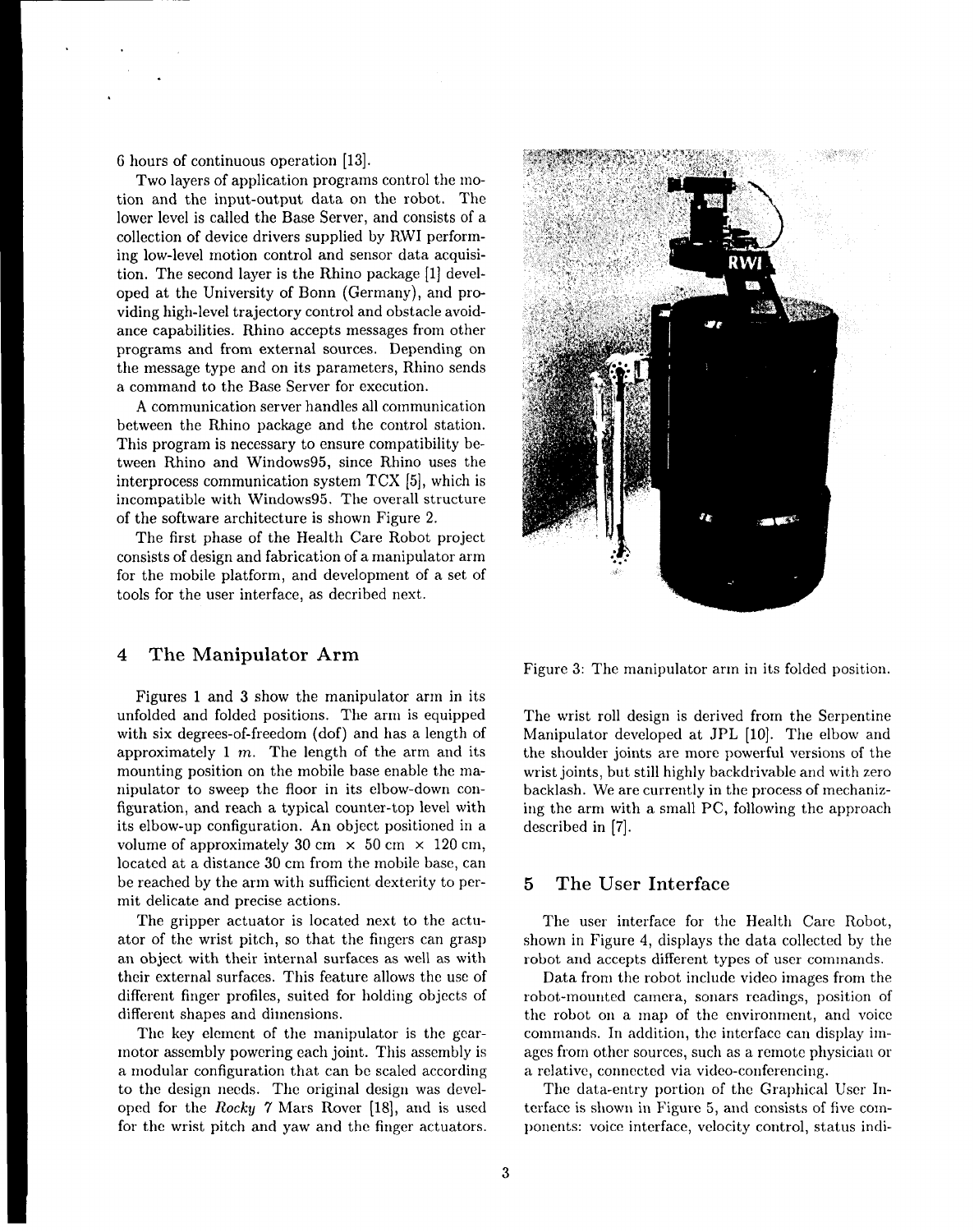6 hours of continuous operation [13].

Two layers of application programs control the motion and the input-output data on the robot. The lower level is called the Base Server, and consists of a collection of device drivers supplied by RWI performing low-level motion control and sensor data acquisition. The second layer is the Rhino package [1] developed at the University of Bonn (Germany), and providing high-level trajectory control and obstacle avoidance capabilities. Rhino accepts messages from other programs and from external sources. Depending on the message type and on its parameters, Rhino sends a command to the Base Server for execution.

A communication server handles all communication between the Rhino package and the control station. This program is necessary to ensure compatibility between Rhino and Windows95, since Rhino uses the interprocess communication system TCX [5], which is incompatible with Windows95. The overall structure of the software architecture is shown Figure 2.

The first phase of the Health Care Robot project consists of design and fabrication of a manipulator arm for the mobile platform, and development of a set of tools for the user interface, as decribed next.

## 4 The Manipulator Arm

Figures 1 and 3 show the manipulator arm in its unfolded and folded positions. The arm is equipped with six degrees-of-freedom (dof) and has a length of approximately 1 $m$. The length of the arm and its mounting position on the mobile base enable the manipulator to sweep the floor in its elbow-down configuration, and reach a typical counter-top level with its elbow-up configuration. An object positioned in a volume of approximately 30 cm × 50 cm × 120 cm, located at a distance 30 cm from the mobile base, can be reached by the arm with sufficient dexterity to permit delicate and precise actions.

The gripper actuator is located next to the actuator of the wrist pitch, so that the fingers can grasp an object with their internal surfaces as well as with their external surfaces. This feature allows the use of different finger profiles, suited for holding objects of different shapes and dimensions.

The key element of the manipulator is the gear-motor assembly powering each joint. This assembly is a modular configuration that can be scaled according to the design needs. The original design was developed for the *Rocky 7* Mars Rover [18], and is used for the wrist pitch and yaw and the finger actuators.

Figure 3: The manipulator arm in its folded position.

The wrist roll design is derived from the Serpentine Manipulator developed at JPL [10]. The elbow and the shoulder joints are more powerful versions of the wrist joints, but still highly backdrivable and with zero backlash. We are currently in the process of mechanizing the arm with a small PC, following the approach described in [7].

## 5 The User Interface

The user interface for the Health Care Robot, shown in Figure 4, displays the data collected by the robot and accepts different types of user commands.

Data from the robot include video images from the robot-mounted camera, sonars readings, position of the robot on a map of the environment, and voice commands. In addition, the interface can display images from other sources, such as a remote physician or a relative, connected via video-conferencing.

The data-entry portion of the Graphical User Interface is shown in Figure 5, and consists of five components: voice interface, velocity control, status indi-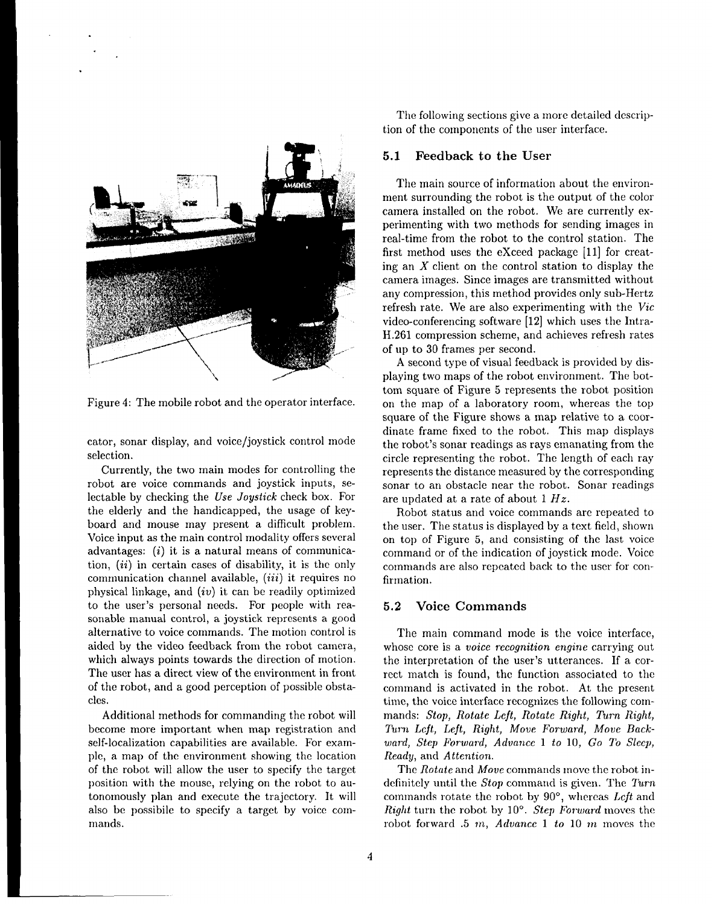Figure 4: The mobile robot and the operator interface.

cator, sonar display, and voice/joystick control mode selection.

Currently, the two main modes for controlling the robot are voice commands and joystick inputs, selectable by checking the *Use Joystick* check box. For the elderly and the handicapped, the usage of keyboard and mouse may present a difficult problem. Voice input as the main control modality offers several advantages: (*i*) it is a natural means of communication, (*ii*) in certain cases of disability, it is the only communication channel available, (*iii*) it requires no physical linkage, and (*iv*) it can be readily optimized to the user's personal needs. For people with reasonable manual control, a joystick represents a good alternative to voice commands. The motion control is aided by the video feedback from the robot camera, which always points towards the direction of motion. The user has a direct view of the environment in front of the robot, and a good perception of possible obstacles.

Additional methods for commanding the robot will become more important when map registration and self-localization capabilities are available. For example, a map of the environment showing the location of the robot will allow the user to specify the target position with the mouse, relying on the robot to autonomously plan and execute the trajectory. It will also be possibile to specify a target by voice commands.

The following sections give a more detailed description of the components of the user interface.

### 5.1 Feedback to the User

The main source of information about the environment surrounding the robot is the output of the color camera installed on the robot. We are currently experimenting with two methods for sending images in real-time from the robot to the control station. The first method uses the eXceed package [11] for creating an $X$ client on the control station to display the camera images. Since images are transmitted without any compression, this method provides only sub-Hertz refresh rate. We are also experimenting with the *Vic* video-conferencing software [12] which uses the Intra-H.261 compression scheme, and achieves refresh rates of up to 30 frames per second.

A second type of visual feedback is provided by displaying two maps of the robot environment. The bottom square of Figure 5 represents the robot position on the map of a laboratory room, whereas the top square of the Figure shows a map relative to a coordinate frame fixed to the robot. This map displays the robot's sonar readings as rays emanating from the circle representing the robot. The length of each ray represents the distance measured by the corresponding sonar to an obstacle near the robot. Sonar readings are updated at a rate of about 1 $Hz$.

Robot status and voice commands are repeated to the user. The status is displayed by a text field, shown on top of Figure 5, and consisting of the last voice command or of the indication of joystick mode. Voice commands are also repeated back to the user for confirmation.

### 5.2 Voice Commands

The main command mode is the voice interface, whose core is a *voice recognition engine* carrying out the interpretation of the user's utterances. If a correct match is found, the function associated to the command is activated in the robot. At the present time, the voice interface recognizes the following commands: *Stop, Rotate Left, Rotate Right, Turn Right, Turn Left, Left, Right, Move Forward, Move Backward, Step Forward, Advance 1 to 10, Go To Sleep, Ready,* and *Attention.*

The *Rotate* and *Move* commands move the robot indefinitely until the *Stop* command is given. The *Turn* commands rotate the robot by 90°, whereas *Left* and *Right* turn the robot by 10°. *Step Forward* moves the robot forward .5 $m$, *Advance 1 to 10 m* moves the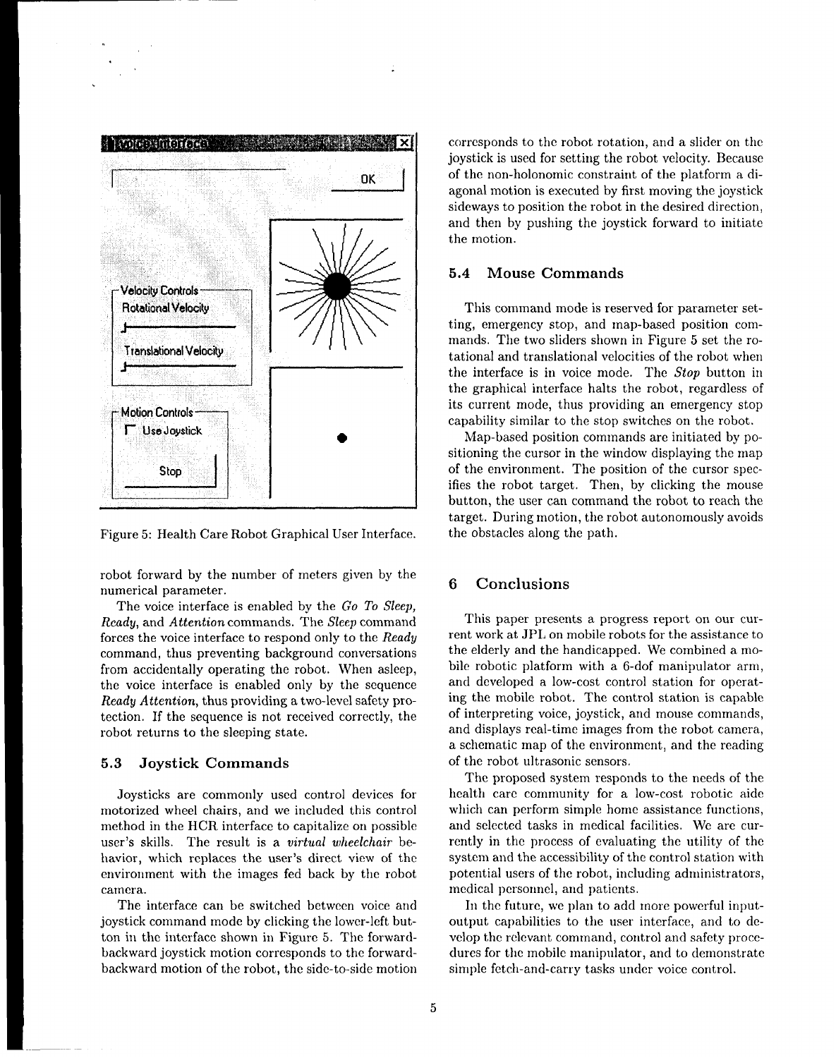Figure 5: Health Care Robot Graphical User Interface.

robot forward by the number of meters given by the numerical parameter.

The voice interface is enabled by the *Go To Sleep*, *Ready*, and *Attention* commands. The *Sleep* command forces the voice interface to respond only to the *Ready* command, thus preventing background conversations from accidentally operating the robot. When asleep, the voice interface is enabled only by the sequence *Ready Attention*, thus providing a two-level safety protection. If the sequence is not received correctly, the robot returns to the sleeping state.

### 5.3 Joystick Commands

Joysticks are commonly used control devices for motorized wheel chairs, and we included this control method in the HCR interface to capitalize on possible user's skills. The result is a *virtual wheelchair* behavior, which replaces the user's direct view of the environment with the images fed back by the robot camera.

The interface can be switched between voice and joystick command mode by clicking the lower-left button in the interface shown in Figure 5. The forward-backward joystick motion corresponds to the forward-backward motion of the robot, the side-to-side motion corresponds to the robot rotation, and a slider on the joystick is used for setting the robot velocity. Because of the non-holonomic constraint of the platform a diagonal motion is executed by first moving the joystick sideways to position the robot in the desired direction, and then by pushing the joystick forward to initiate the motion.

### 5.4 Mouse Commands

This command mode is reserved for parameter setting, emergency stop, and map-based position commands. The two sliders shown in Figure 5 set the rotational and translational velocities of the robot when the interface is in voice mode. The *Stop* button in the graphical interface halts the robot, regardless of its current mode, thus providing an emergency stop capability similar to the stop switches on the robot.

Map-based position commands are initiated by positioning the cursor in the window displaying the map of the environment. The position of the cursor specifies the robot target. Then, by clicking the mouse button, the user can command the robot to reach the target. During motion, the robot autonomously avoids the obstacles along the path.

## 6 Conclusions

This paper presents a progress report on our current work at JPL on mobile robots for the assistance to the elderly and the handicapped. We combined a mobile robotic platform with a 6-dof manipulator arm, and developed a low-cost control station for operating the mobile robot. The control station is capable of interpreting voice, joystick, and mouse commands, and displays real-time images from the robot camera, a schematic map of the environment, and the reading of the robot ultrasonic sensors.

The proposed system responds to the needs of the health care community for a low-cost robotic aide which can perform simple home assistance functions, and selected tasks in medical facilities. We are currently in the process of evaluating the utility of the system and the accessibility of the control station with potential users of the robot, including administrators, medical personnel, and patients.

In the future, we plan to add more powerful input-output capabilities to the user interface, and to develop the relevant command, control and safety procedures for the mobile manipulator, and to demonstrate simple fetch-and-carry tasks under voice control.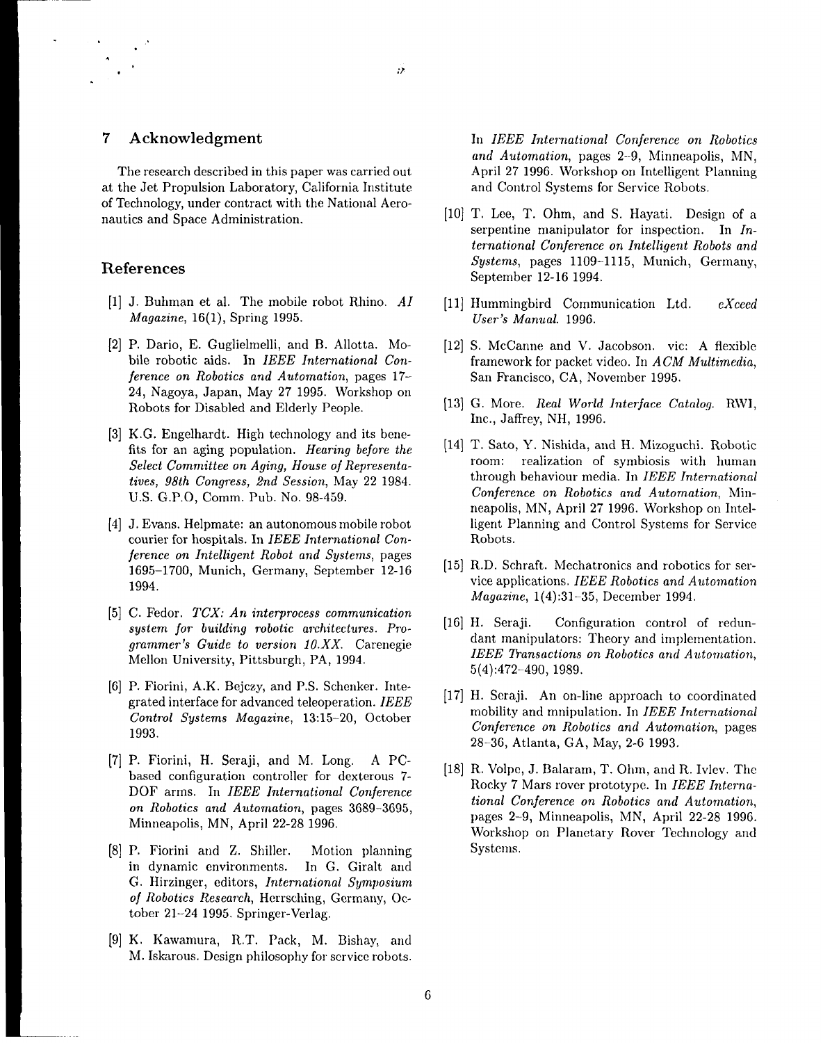## 7 Acknowledgment

The research described in this paper was carried out at the Jet Propulsion Laboratory, California Institute of Technology, under contract with the National Aeronautics and Space Administration.

## References

[1] J. Buhman et al. The mobile robot Rhino. *AI Magazine*, 16(1), Spring 1995.

[2] P. Dario, E. Guglielmelli, and B. Allotta. Mobile robotic aids. In *IEEE International Conference on Robotics and Automation*, pages 17–24, Nagoya, Japan, May 27 1995. Workshop on Robots for Disabled and Elderly People.

[3] K.G. Engelhardt. High technology and its benefits for an aging population. *Hearing before the Select Committee on Aging, House of Representatives, 98th Congress, 2nd Session*, May 22 1984. U.S. G.P.O, Comm. Pub. No. 98-459.

[4] J. Evans. Helpmate: an autonomous mobile robot courier for hospitals. In *IEEE International Conference on Intelligent Robot and Systems*, pages 1695–1700, Munich, Germany, September 12-16 1994.

[5] C. Fedor. *TCX: An interprocess communication system for building robotic architectures. Programmer's Guide to version 10.XX.* Carenegie Mellon University, Pittsburgh, PA, 1994.

[6] P. Fiorini, A.K. Bejczy, and P.S. Schenker. Integrated interface for advanced teleoperation. *IEEE Control Systems Magazine*, 13:15–20, October 1993.

[7] P. Fiorini, H. Seraji, and M. Long. A PC-based configuration controller for dexterous 7-DOF arms. In *IEEE International Conference on Robotics and Automation*, pages 3689–3695, Minneapolis, MN, April 22-28 1996.

[8] P. Fiorini and Z. Shiller. Motion planning in dynamic environments. In G. Giralt and G. Hirzinger, editors, *International Symposium of Robotics Research*, Herrsching, Germany, October 21–24 1995. Springer-Verlag.

[9] K. Kawamura, R.T. Pack, M. Bishay, and M. Iskarous. Design philosophy for service robots. In *IEEE International Conference on Robotics and Automation*, pages 2–9, Minneapolis, MN, April 27 1996. Workshop on Intelligent Planning and Control Systems for Service Robots.

[10] T. Lee, T. Ohm, and S. Hayati. Design of a serpentine manipulator for inspection. In *International Conference on Intelligent Robots and Systems*, pages 1109–1115, Munich, Germany, September 12-16 1994.

[11] Hummingbird Communication Ltd. *eXceed User's Manual.* 1996.

[12] S. McCanne and V. Jacobson. vic: A flexible framework for packet video. In *ACM Multimedia*, San Francisco, CA, November 1995.

[13] G. More. *Real World Interface Catalog.* RWI, Inc., Jaffrey, NH, 1996.

[14] T. Sato, Y. Nishida, and H. Mizoguchi. Robotic room: realization of symbiosis with human through behaviour media. In *IEEE International Conference on Robotics and Automation*, Minneapolis, MN, April 27 1996. Workshop on Intelligent Planning and Control Systems for Service Robots.

[15] R.D. Schraft. Mechatronics and robotics for service applications. *IEEE Robotics and Automation Magazine*, 1(4):31–35, December 1994.

[16] H. Seraji. Configuration control of redundant manipulators: Theory and implementation. *IEEE Transactions on Robotics and Automation*, 5(4):472–490, 1989.

[17] H. Seraji. An on-line approach to coordinated mobility and mnipulation. In *IEEE International Conference on Robotics and Automation*, pages 28–36, Atlanta, GA, May, 2-6 1993.

[18] R. Volpe, J. Balaram, T. Ohm, and R. Ivlev. The Rocky 7 Mars rover prototype. In *IEEE International Conference on Robotics and Automation*, pages 2–9, Minneapolis, MN, April 22-28 1996. Workshop on Planetary Rover Technology and Systems.